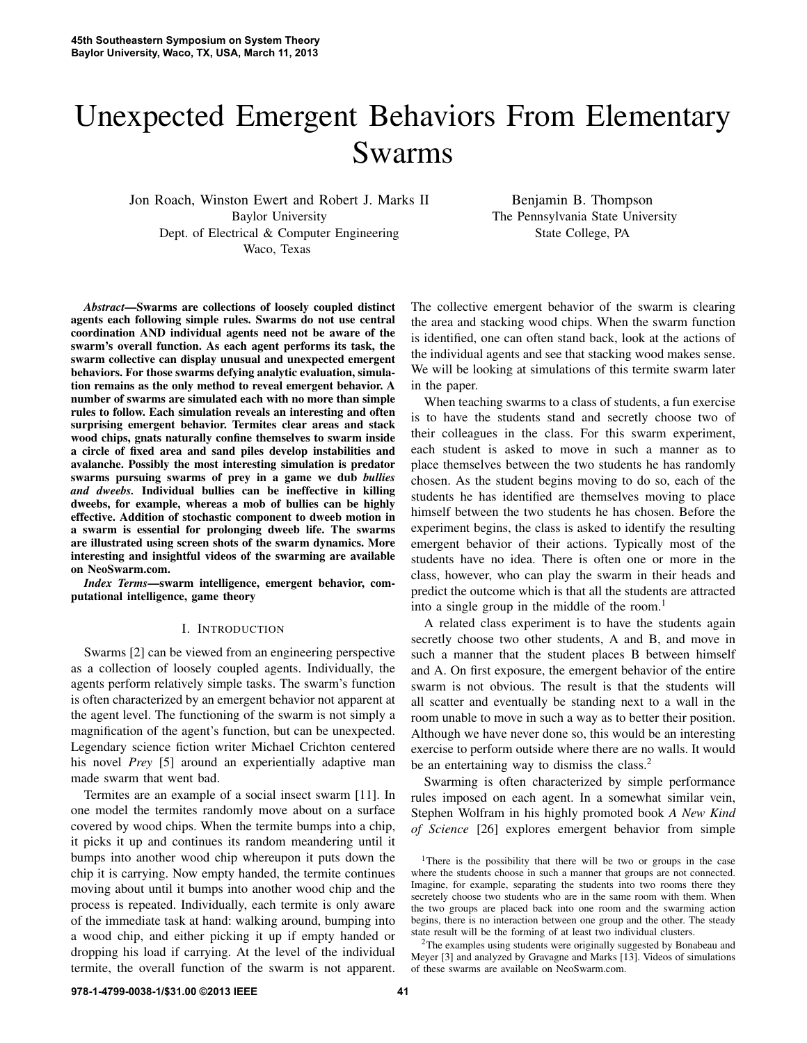# Unexpected Emergent Behaviors From Elementary Swarms

Jon Roach, Winston Ewert and Robert J. Marks II
Baylor University
Dept. of Electrical & Computer Engineering
Waco, Texas

Benjamin B. Thompson
The Pennsylvania State University
State College, PA

***Abstract*—Swarms are collections of loosely coupled distinct agents each following simple rules. Swarms do not use central coordination AND individual agents need not be aware of the swarm's overall function. As each agent performs its task, the swarm collective can display unusual and unexpected emergent behaviors. For those swarms defying analytic evaluation, simulation remains as the only method to reveal emergent behavior. A number of swarms are simulated each with no more than simple rules to follow. Each simulation reveals an interesting and often surprising emergent behavior. Termites clear areas and stack wood chips, gnats naturally confine themselves to swarm inside a circle of fixed area and sand piles develop instabilities and avalanche. Possibly the most interesting simulation is predator swarms pursuing swarms of prey in a game we dub *bullies and dweebs*. Individual bullies can be ineffective in killing dweebs, for example, whereas a mob of bullies can be highly effective. Addition of stochastic component to dweeb motion in a swarm is essential for prolonging dweeb life. The swarms are illustrated using screen shots of the swarm dynamics. More interesting and insightful videos of the swarming are available on NeoSwarm.com.**

***Index Terms*—swarm intelligence, emergent behavior, computational intelligence, game theory**

## I. Introduction

Swarms [2] can be viewed from an engineering perspective as a collection of loosely coupled agents. Individually, the agents perform relatively simple tasks. The swarm's function is often characterized by an emergent behavior not apparent at the agent level. The functioning of the swarm is not simply a magnification of the agent's function, but can be unexpected. Legendary science fiction writer Michael Crichton centered his novel *Prey* [5] around an experientially adaptive man made swarm that went bad.

Termites are an example of a social insect swarm [11]. In one model the termites randomly move about on a surface covered by wood chips. When the termite bumps into a chip, it picks it up and continues its random meandering until it bumps into another wood chip whereupon it puts down the chip it is carrying. Now empty handed, the termite continues moving about until it bumps into another wood chip and the process is repeated. Individually, each termite is only aware of the immediate task at hand: walking around, bumping into a wood chip, and either picking it up if empty handed or dropping his load if carrying. At the level of the individual termite, the overall function of the swarm is not apparent. The collective emergent behavior of the swarm is clearing the area and stacking wood chips. When the swarm function is identified, one can often stand back, look at the actions of the individual agents and see that stacking wood makes sense. We will be looking at simulations of this termite swarm later in the paper.

When teaching swarms to a class of students, a fun exercise is to have the students stand and secretly choose two of their colleagues in the class. For this swarm experiment, each student is asked to move in such a manner as to place themselves between the two students he has randomly chosen. As the student begins moving to do so, each of the students he has identified are themselves moving to place himself between the two students he has chosen. Before the experiment begins, the class is asked to identify the resulting emergent behavior of their actions. Typically most of the students have no idea. There is often one or more in the class, however, who can play the swarm in their heads and predict the outcome which is that all the students are attracted into a single group in the middle of the room.[1]

A related class experiment is to have the students again secretly choose two other students, A and B, and move in such a manner that the student places B between himself and A. On first exposure, the emergent behavior of the entire swarm is not obvious. The result is that the students will all scatter and eventually be standing next to a wall in the room unable to move in such a way as to better their position. Although we have never done so, this would be an interesting exercise to perform outside where there are no walls. It would be an entertaining way to dismiss the class.[2]

Swarming is often characterized by simple performance rules imposed on each agent. In a somewhat similar vein, Stephen Wolfram in his highly promoted book *A New Kind of Science* [26] explores emergent behavior from simple

[1]There is the possibility that there will be two or groups in the case where the students choose in such a manner that groups are not connected. Imagine, for example, separating the students into two rooms there they secretely choose two students who are in the same room with them. When the two groups are placed back into one room and the swarming action begins, there is no interaction between one group and the other. The steady state result will be the forming of at least two individual clusters.

[2]The examples using students were originally suggested by Bonabeau and Meyer [3] and analyzed by Gravagne and Marks [13]. Videos of simulations of these swarms are available on NeoSwarm.com.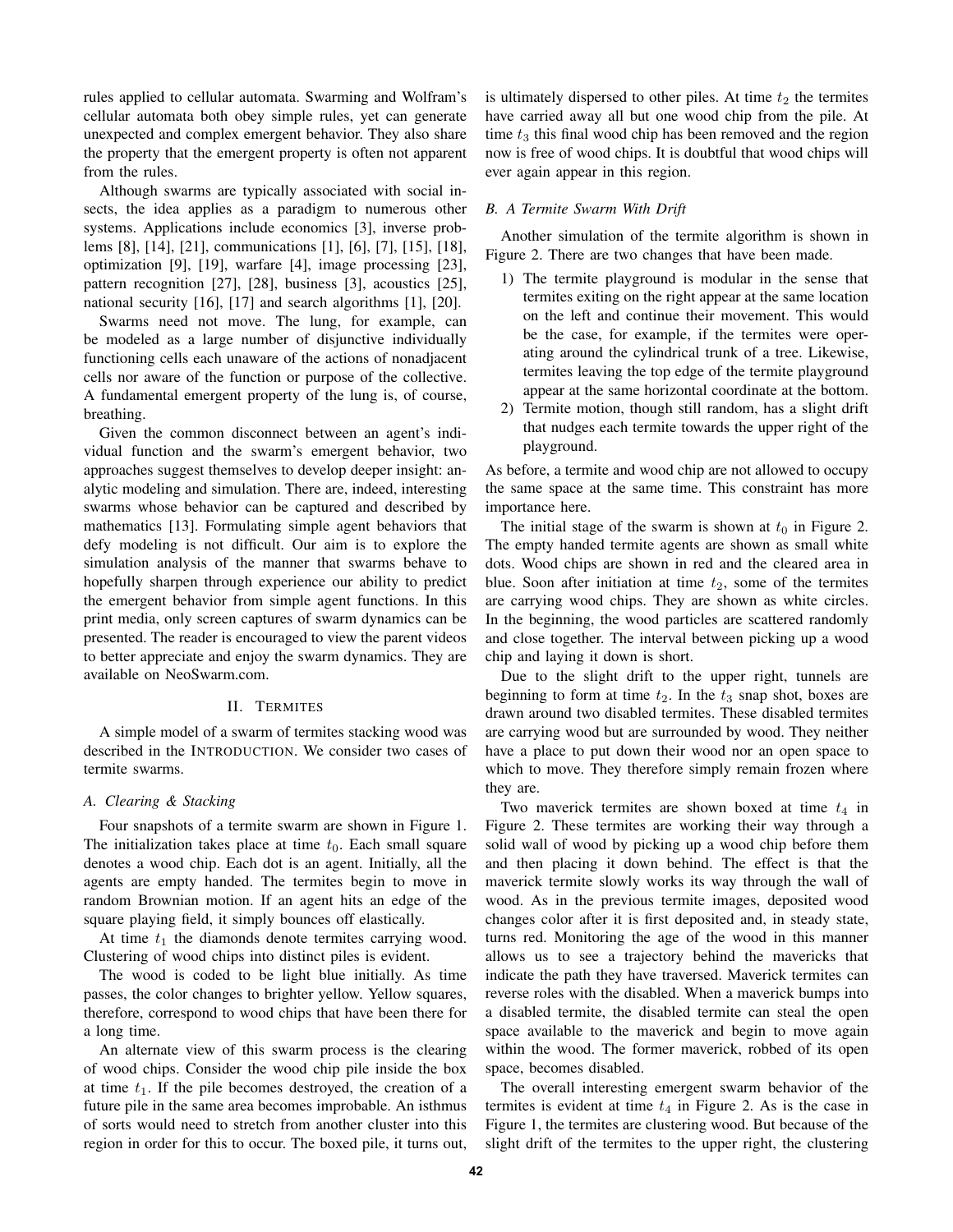rules applied to cellular automata. Swarming and Wolfram's cellular automata both obey simple rules, yet can generate unexpected and complex emergent behavior. They also share the property that the emergent property is often not apparent from the rules.

Although swarms are typically associated with social insects, the idea applies as a paradigm to numerous other systems. Applications include economics [3], inverse problems [8], [14], [21], communications [1], [6], [7], [15], [18], optimization [9], [19], warfare [4], image processing [23], pattern recognition [27], [28], business [3], acoustics [25], national security [16], [17] and search algorithms [1], [20].

Swarms need not move. The lung, for example, can be modeled as a large number of disjunctive individually functioning cells each unaware of the actions of nonadjacent cells nor aware of the function or purpose of the collective. A fundamental emergent property of the lung is, of course, breathing.

Given the common disconnect between an agent's individual function and the swarm's emergent behavior, two approaches suggest themselves to develop deeper insight: analytic modeling and simulation. There are, indeed, interesting swarms whose behavior can be captured and described by mathematics [13]. Formulating simple agent behaviors that defy modeling is not difficult. Our aim is to explore the simulation analysis of the manner that swarms behave to hopefully sharpen through experience our ability to predict the emergent behavior from simple agent functions. In this print media, only screen captures of swarm dynamics can be presented. The reader is encouraged to view the parent videos to better appreciate and enjoy the swarm dynamics. They are available on NeoSwarm.com.

## II. Termites

A simple model of a swarm of termites stacking wood was described in the Introduction. We consider two cases of termite swarms.

### A. Clearing & Stacking

Four snapshots of a termite swarm are shown in Figure 1. The initialization takes place at time $t_0$. Each small square denotes a wood chip. Each dot is an agent. Initially, all the agents are empty handed. The termites begin to move in random Brownian motion. If an agent hits an edge of the square playing field, it simply bounces off elastically.

At time $t_1$ the diamonds denote termites carrying wood. Clustering of wood chips into distinct piles is evident.

The wood is coded to be light blue initially. As time passes, the color changes to brighter yellow. Yellow squares, therefore, correspond to wood chips that have been there for a long time.

An alternate view of this swarm process is the clearing of wood chips. Consider the wood chip pile inside the box at time $t_1$. If the pile becomes destroyed, the creation of a future pile in the same area becomes improbable. An isthmus of sorts would need to stretch from another cluster into this region in order for this to occur. The boxed pile, it turns out, is ultimately dispersed to other piles. At time $t_2$ the termites have carried away all but one wood chip from the pile. At time $t_3$ this final wood chip has been removed and the region now is free of wood chips. It is doubtful that wood chips will ever again appear in this region.

### B. A Termite Swarm With Drift

Another simulation of the termite algorithm is shown in Figure 2. There are two changes that have been made.

1) The termite playground is modular in the sense that termites exiting on the right appear at the same location on the left and continue their movement. This would be the case, for example, if the termites were operating around the cylindrical trunk of a tree. Likewise, termites leaving the top edge of the termite playground appear at the same horizontal coordinate at the bottom.
2) Termite motion, though still random, has a slight drift that nudges each termite towards the upper right of the playground.

As before, a termite and wood chip are not allowed to occupy the same space at the same time. This constraint has more importance here.

The initial stage of the swarm is shown at $t_0$ in Figure 2. The empty handed termite agents are shown as small white dots. Wood chips are shown in red and the cleared area in blue. Soon after initiation at time $t_2$, some of the termites are carrying wood chips. They are shown as white circles. In the beginning, the wood particles are scattered randomly and close together. The interval between picking up a wood chip and laying it down is short.

Due to the slight drift to the upper right, tunnels are beginning to form at time $t_2$. In the $t_3$ snap shot, boxes are drawn around two disabled termites. These disabled termites are carrying wood but are surrounded by wood. They neither have a place to put down their wood nor an open space to which to move. They therefore simply remain frozen where they are.

Two maverick termites are shown boxed at time $t_4$ in Figure 2. These termites are working their way through a solid wall of wood by picking up a wood chip before them and then placing it down behind. The effect is that the maverick termite slowly works its way through the wall of wood. As in the previous termite images, deposited wood changes color after it is first deposited and, in steady state, turns red. Monitoring the age of the wood in this manner allows us to see a trajectory behind the mavericks that indicate the path they have traversed. Maverick termites can reverse roles with the disabled. When a maverick bumps into a disabled termite, the disabled termite can steal the open space available to the maverick and begin to move again within the wood. The former maverick, robbed of its open space, becomes disabled.

The overall interesting emergent swarm behavior of the termites is evident at time $t_4$ in Figure 2. As is the case in Figure 1, the termites are clustering wood. But because of the slight drift of the termites to the upper right, the clustering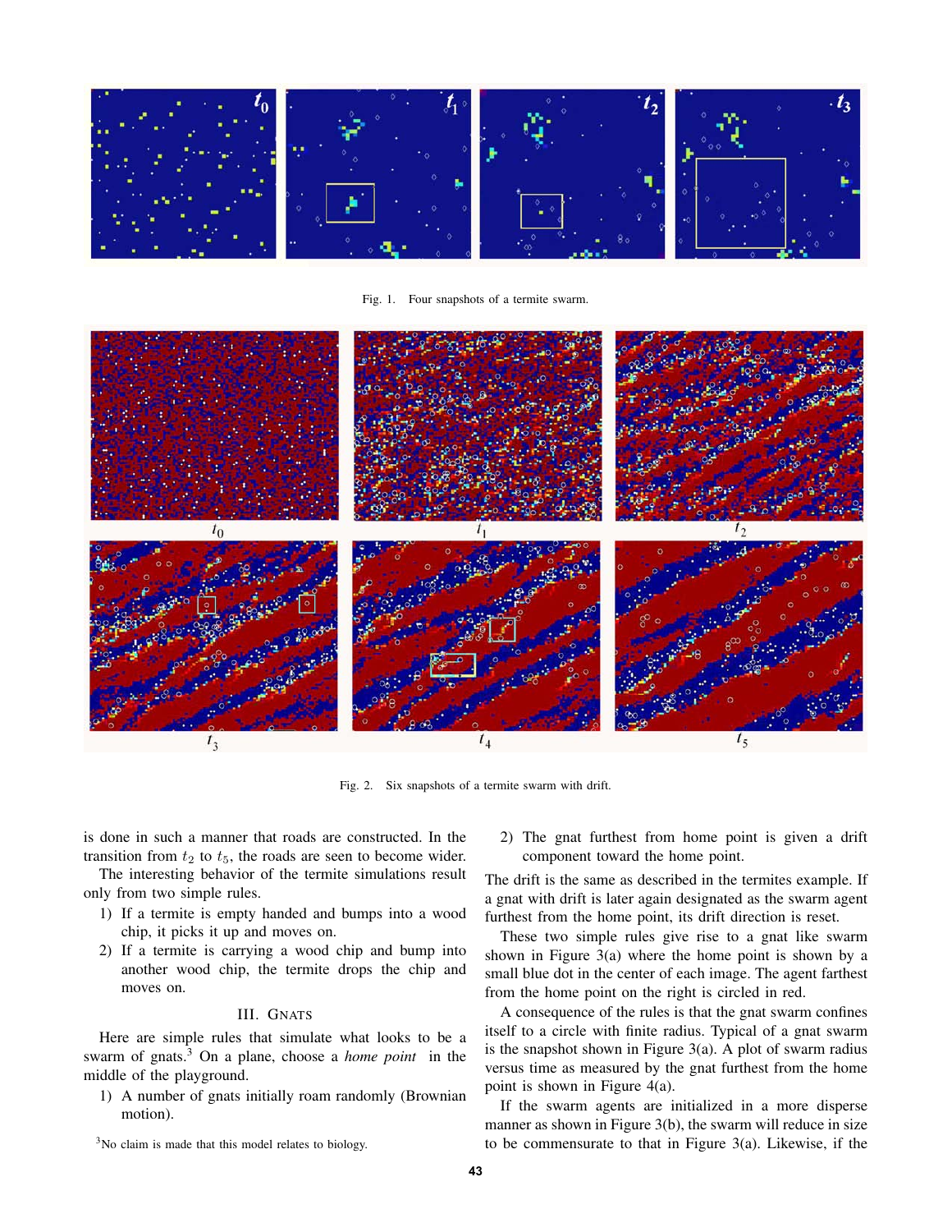Fig. 1. Four snapshots of a termite swarm.

Fig. 2. Six snapshots of a termite swarm with drift.

is done in such a manner that roads are constructed. In the transition from $t_2$ to $t_5$, the roads are seen to become wider.

The interesting behavior of the termite simulations result only from two simple rules.

1) If a termite is empty handed and bumps into a wood chip, it picks it up and moves on.
2) If a termite is carrying a wood chip and bump into another wood chip, the termite drops the chip and moves on.

## III. Gnats

Here are simple rules that simulate what looks to be a swarm of gnats.[3] On a plane, choose a *home point* in the middle of the playground.

1) A number of gnats initially roam randomly (Brownian motion).
2) The gnat furthest from home point is given a drift component toward the home point.

The drift is the same as described in the termites example. If a gnat with drift is later again designated as the swarm agent furthest from the home point, its drift direction is reset.

These two simple rules give rise to a gnat like swarm shown in Figure 3(a) where the home point is shown by a small blue dot in the center of each image. The agent farthest from the home point on the right is circled in red.

A consequence of the rules is that the gnat swarm confines itself to a circle with finite radius. Typical of a gnat swarm is the snapshot shown in Figure 3(a). A plot of swarm radius versus time as measured by the gnat furthest from the home point is shown in Figure 4(a).

If the swarm agents are initialized in a more disperse manner as shown in Figure 3(b), the swarm will reduce in size to be commensurate to that in Figure 3(a). Likewise, if the

[3] No claim is made that this model relates to biology.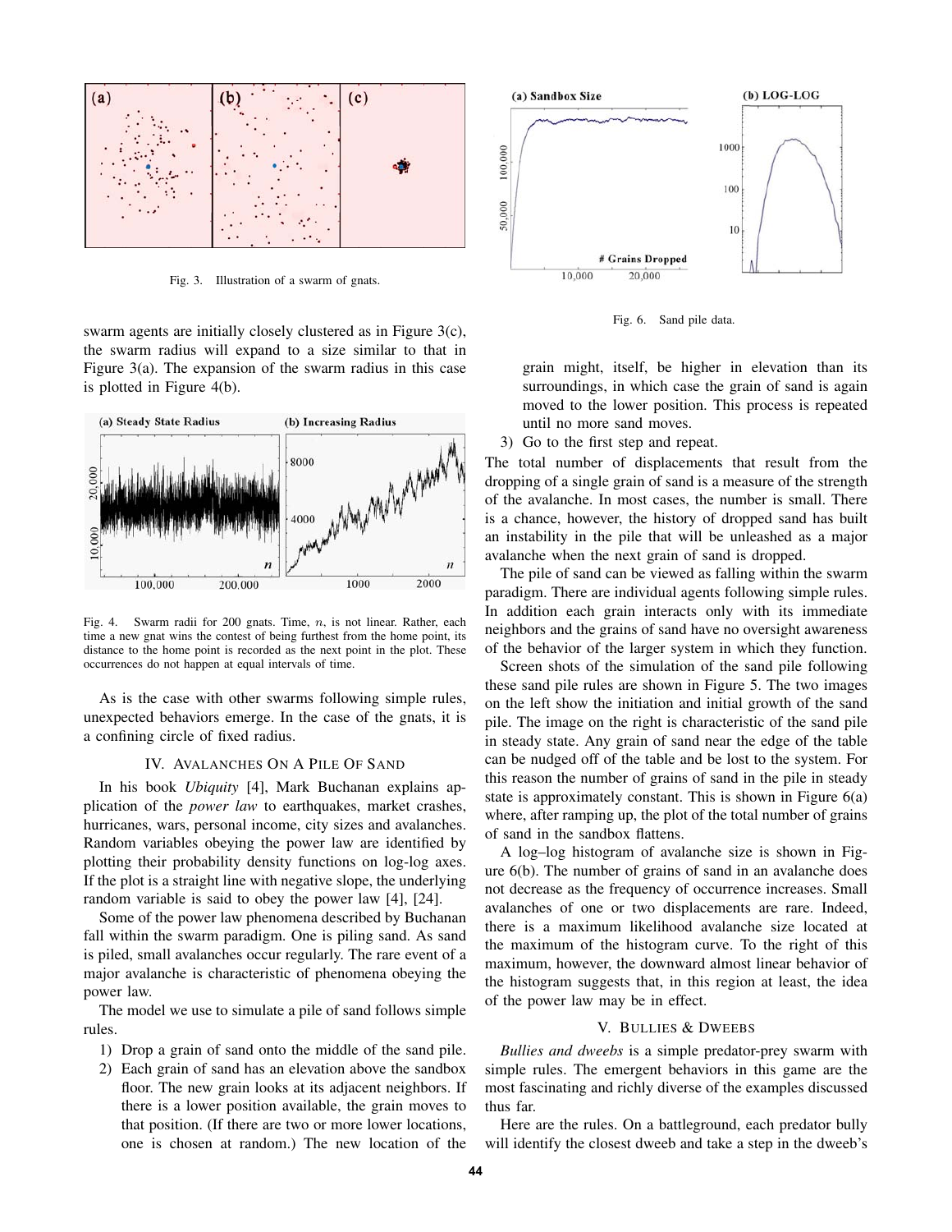(a) (b) (c)

Fig. 3. Illustration of a swarm of gnats.

swarm agents are initially closely clustered as in Figure 3(c), the swarm radius will expand to a size similar to that in Figure 3(a). The expansion of the swarm radius in this case is plotted in Figure 4(b).

(a) Steady State Radius
20,000
10,000
n
100,000
200,000

(b) Increasing Radius
8000
4000
n
1000
2000

Fig. 4. Swarm radii for 200 gnats. Time, $n$, is not linear. Rather, each time a new gnat wins the contest of being furthest from the home point, its distance to the home point is recorded as the next point in the plot. These occurrences do not happen at equal intervals of time.

As is the case with other swarms following simple rules, unexpected behaviors emerge. In the case of the gnats, it is a confining circle of fixed radius.

## IV. Avalanches On A Pile Of Sand

In his book *Ubiquity* [4], Mark Buchanan explains application of the *power law* to earthquakes, market crashes, hurricanes, wars, personal income, city sizes and avalanches. Random variables obeying the power law are identified by plotting their probability density functions on log-log axes. If the plot is a straight line with negative slope, the underlying random variable is said to obey the power law [4], [24].

Some of the power law phenomena described by Buchanan fall within the swarm paradigm. One is piling sand. As sand is piled, small avalanches occur regularly. The rare event of a major avalanche is characteristic of phenomena obeying the power law.

The model we use to simulate a pile of sand follows simple rules.

1) Drop a grain of sand onto the middle of the sand pile.
2) Each grain of sand has an elevation above the sandbox floor. The new grain looks at its adjacent neighbors. If there is a lower position available, the grain moves to that position. (If there are two or more lower locations, one is chosen at random.) The new location of the grain might, itself, be higher in elevation than its surroundings, in which case the grain of sand is again moved to the lower position. This process is repeated until no more sand moves.
3) Go to the first step and repeat.

(a) Sandbox Size
100,000
50,000
# Grains Dropped
10,000
20,000

(b) LOG-LOG
1000
100
10

Fig. 6. Sand pile data.

The total number of displacements that result from the dropping of a single grain of sand is a measure of the strength of the avalanche. In most cases, the number is small. There is a chance, however, the history of dropped sand has built an instability in the pile that will be unleashed as a major avalanche when the next grain of sand is dropped.

The pile of sand can be viewed as falling within the swarm paradigm. There are individual agents following simple rules. In addition each grain interacts only with its immediate neighbors and the grains of sand have no oversight awareness of the behavior of the larger system in which they function.

Screen shots of the simulation of the sand pile following these sand pile rules are shown in Figure 5. The two images on the left show the initiation and initial growth of the sand pile. The image on the right is characteristic of the sand pile in steady state. Any grain of sand near the edge of the table can be nudged off of the table and be lost to the system. For this reason the number of grains of sand in the pile in steady state is approximately constant. This is shown in Figure 6(a) where, after ramping up, the plot of the total number of grains of sand in the sandbox flattens.

A log–log histogram of avalanche size is shown in Figure 6(b). The number of grains of sand in an avalanche does not decrease as the frequency of occurrence increases. Small avalanches of one or two displacements are rare. Indeed, there is a maximum likelihood avalanche size located at the maximum of the histogram curve. To the right of this maximum, however, the downward almost linear behavior of the histogram suggests that, in this region at least, the idea of the power law may be in effect.

## V. Bullies & Dweebs

*Bullies and dweebs* is a simple predator-prey swarm with simple rules. The emergent behaviors in this game are the most fascinating and richly diverse of the examples discussed thus far.

Here are the rules. On a battleground, each predator bully will identify the closest dweeb and take a step in the dweeb's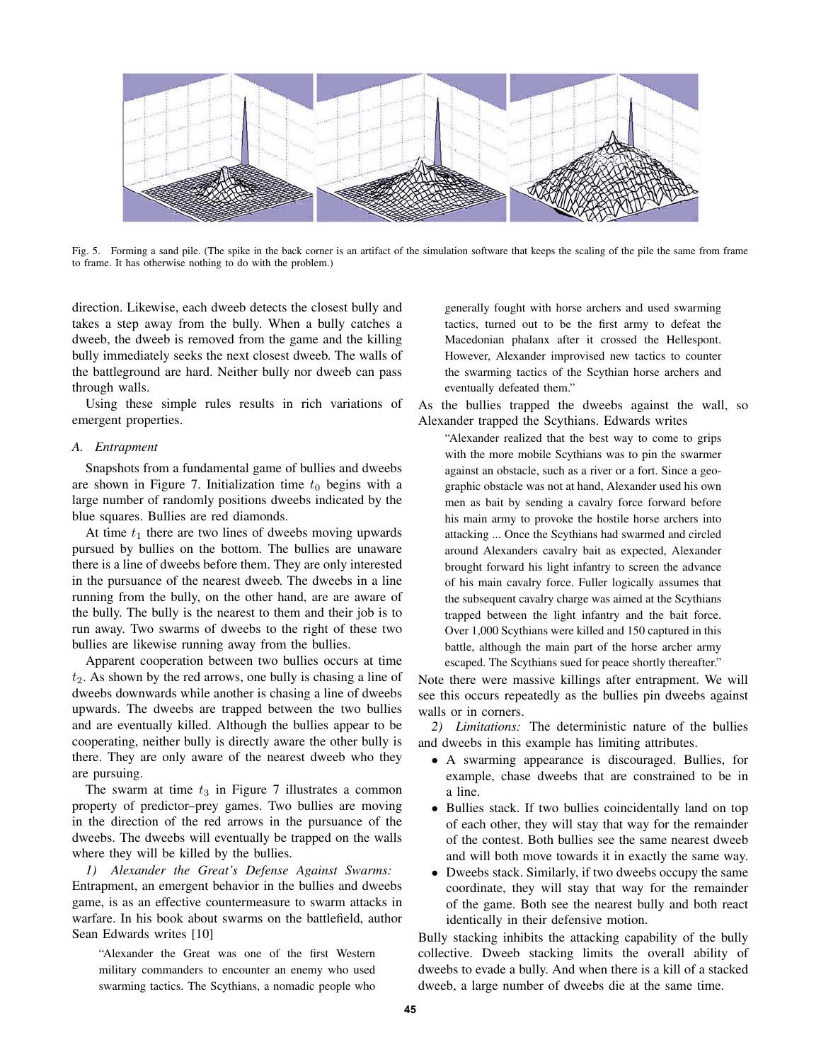Fig. 5. Forming a sand pile. (The spike in the back corner is an artifact of the simulation software that keeps the scaling of the pile the same from frame to frame. It has otherwise nothing to do with the problem.)

direction. Likewise, each dweeb detects the closest bully and takes a step away from the bully. When a bully catches a dweeb, the dweeb is removed from the game and the killing bully immediately seeks the next closest dweeb. The walls of the battleground are hard. Neither bully nor dweeb can pass through walls.

Using these simple rules results in rich variations of emergent properties.

### *A. Entrapment*

Snapshots from a fundamental game of bullies and dweebs are shown in Figure 7. Initialization time $t_0$ begins with a large number of randomly positions dweebs indicated by the blue squares. Bullies are red diamonds.

At time $t_1$ there are two lines of dweebs moving upwards pursued by bullies on the bottom. The bullies are unaware there is a line of dweebs before them. They are only interested in the pursuance of the nearest dweeb. The dweebs in a line running from the bully, on the other hand, are are aware of the bully. The bully is the nearest to them and their job is to run away. Two swarms of dweebs to the right of these two bullies are likewise running away from the bullies.

Apparent cooperation between two bullies occurs at time $t_2$. As shown by the red arrows, one bully is chasing a line of dweebs downwards while another is chasing a line of dweebs upwards. The dweebs are trapped between the two bullies and are eventually killed. Although the bullies appear to be cooperating, neither bully is directly aware the other bully is there. They are only aware of the nearest dweeb who they are pursuing.

The swarm at time $t_3$ in Figure 7 illustrates a common property of predictor–prey games. Two bullies are moving in the direction of the red arrows in the pursuance of the dweebs. The dweebs will eventually be trapped on the walls where they will be killed by the bullies.

*1) Alexander the Great's Defense Against Swarms:* Entrapment, an emergent behavior in the bullies and dweebs game, is as an effective countermeasure to swarm attacks in warfare. In his book about swarms on the battlefield, author Sean Edwards writes [10]

> "Alexander the Great was one of the first Western military commanders to encounter an enemy who used swarming tactics. The Scythians, a nomadic people who generally fought with horse archers and used swarming tactics, turned out to be the first army to defeat the Macedonian phalanx after it crossed the Hellespont. However, Alexander improvised new tactics to counter the swarming tactics of the Scythian horse archers and eventually defeated them."

As the bullies trapped the dweebs against the wall, so Alexander trapped the Scythians. Edwards writes

> "Alexander realized that the best way to come to grips with the more mobile Scythians was to pin the swarmer against an obstacle, such as a river or a fort. Since a geographic obstacle was not at hand, Alexander used his own men as bait by sending a cavalry force forward before his main army to provoke the hostile horse archers into attacking ... Once the Scythians had swarmed and circled around Alexanders cavalry bait as expected, Alexander brought forward his light infantry to screen the advance of his main cavalry force. Fuller logically assumes that the subsequent cavalry charge was aimed at the Scythians trapped between the light infantry and the bait force. Over 1,000 Scythians were killed and 150 captured in this battle, although the main part of the horse archer army escaped. The Scythians sued for peace shortly thereafter."

Note there were massive killings after entrapment. We will see this occurs repeatedly as the bullies pin dweebs against walls or in corners.

*2) Limitations:* The deterministic nature of the bullies and dweebs in this example has limiting attributes.

- A swarming appearance is discouraged. Bullies, for example, chase dweebs that are constrained to be in a line.
- Bullies stack. If two bullies coincidentally land on top of each other, they will stay that way for the remainder of the contest. Both bullies see the same nearest dweeb and will both move towards it in exactly the same way.
- Dweebs stack. Similarly, if two dweebs occupy the same coordinate, they will stay that way for the remainder of the game. Both see the nearest bully and both react identically in their defensive motion.

Bully stacking inhibits the attacking capability of the bully collective. Dweeb stacking limits the overall ability of dweebs to evade a bully. And when there is a kill of a stacked dweeb, a large number of dweebs die at the same time.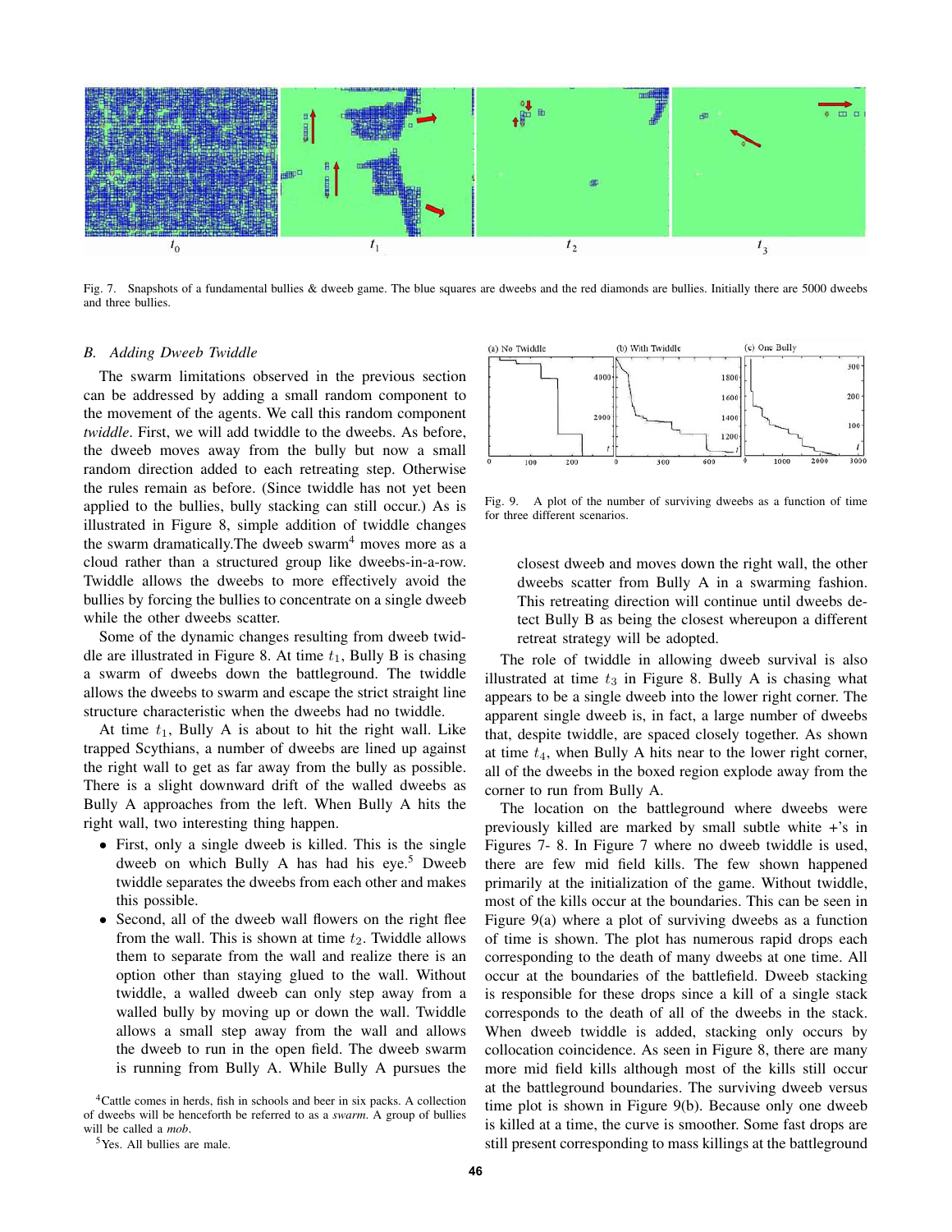Fig. 7. Snapshots of a fundamental bullies & dweeb game. The blue squares are dweebs and the red diamonds are bullies. Initially there are 5000 dweebs and three bullies.

### B. Adding Dweeb Twiddle

The swarm limitations observed in the previous section can be addressed by adding a small random component to the movement of the agents. We call this random component *twiddle*. First, we will add twiddle to the dweebs. As before, the dweeb moves away from the bully but now a small random direction added to each retreating step. Otherwise the rules remain as before. (Since twiddle has not yet been applied to the bullies, bully stacking can still occur.) As is illustrated in Figure 8, simple addition of twiddle changes the swarm dramatically.The dweeb swarm[4] moves more as a cloud rather than a structured group like dweebs-in-a-row. Twiddle allows the dweebs to more effectively avoid the bullies by forcing the bullies to concentrate on a single dweeb while the other dweebs scatter.

Some of the dynamic changes resulting from dweeb twiddle are illustrated in Figure 8. At time $t_1$, Bully B is chasing a swarm of dweebs down the battleground. The twiddle allows the dweebs to swarm and escape the strict straight line structure characteristic when the dweebs had no twiddle.

At time $t_1$, Bully A is about to hit the right wall. Like trapped Scythians, a number of dweebs are lined up against the right wall to get as far away from the bully as possible. There is a slight downward drift of the walled dweebs as Bully A approaches from the left. When Bully A hits the right wall, two interesting thing happen.

- First, only a single dweeb is killed. This is the single dweeb on which Bully A has had his eye.[5] Dweeb twiddle separates the dweebs from each other and makes this possible.
- Second, all of the dweeb wall flowers on the right flee from the wall. This is shown at time $t_2$. Twiddle allows them to separate from the wall and realize there is an option other than staying glued to the wall. Without twiddle, a walled dweeb can only step away from a walled bully by moving up or down the wall. Twiddle allows a small step away from the wall and allows the dweeb to run in the open field. The dweeb swarm is running from Bully A. While Bully A pursues the closest dweeb and moves down the right wall, the other dweebs scatter from Bully A in a swarming fashion. This retreating direction will continue until dweebs detect Bully B as being the closest whereupon a different retreat strategy will be adopted.

[4]Cattle comes in herds, fish in schools and beer in six packs. A collection of dweebs will be henceforth be referred to as a *swarm*. A group of bullies will be called a *mob*.

[5]Yes. All bullies are male.

Fig. 9. A plot of the number of surviving dweebs as a function of time for three different scenarios.

The role of twiddle in allowing dweeb survival is also illustrated at time $t_3$ in Figure 8. Bully A is chasing what appears to be a single dweeb into the lower right corner. The apparent single dweeb is, in fact, a large number of dweebs that, despite twiddle, are spaced closely together. As shown at time $t_4$, when Bully A hits near to the lower right corner, all of the dweebs in the boxed region explode away from the corner to run from Bully A.

The location on the battleground where dweebs were previously killed are marked by small subtle white +'s in Figures 7- 8. In Figure 7 where no dweeb twiddle is used, there are few mid field kills. The few shown happened primarily at the initialization of the game. Without twiddle, most of the kills occur at the boundaries. This can be seen in Figure 9(a) where a plot of surviving dweebs as a function of time is shown. The plot has numerous rapid drops each corresponding to the death of many dweebs at one time. All occur at the boundaries of the battlefield. Dweeb stacking is responsible for these drops since a kill of a single stack corresponds to the death of all of the dweebs in the stack. When dweeb twiddle is added, stacking only occurs by collocation coincidence. As seen in Figure 8, there are many more mid field kills although most of the kills still occur at the battleground boundaries. The surviving dweeb versus time plot is shown in Figure 9(b). Because only one dweeb is killed at a time, the curve is smoother. Some fast drops are still present corresponding to mass killings at the battleground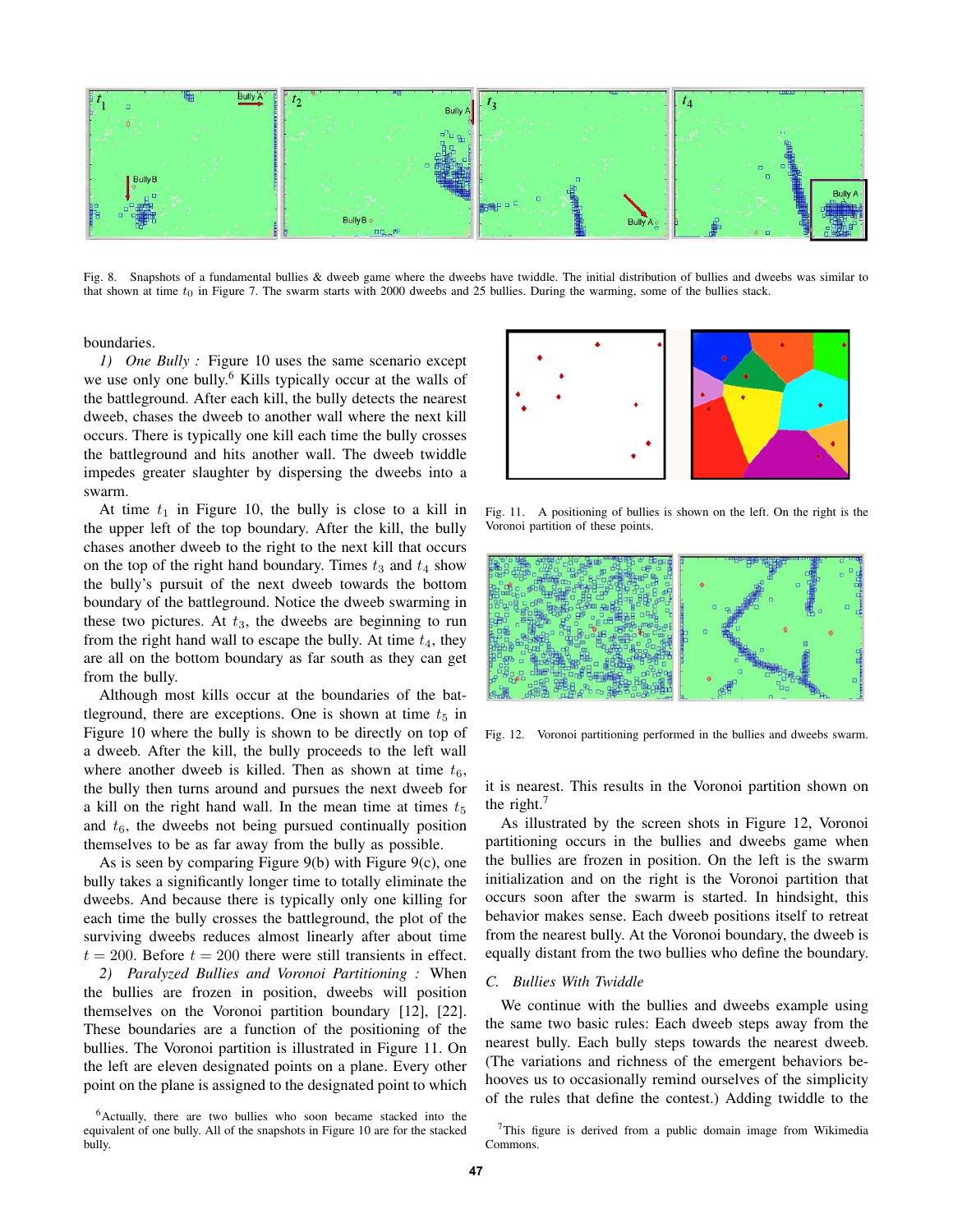Fig. 8. Snapshots of a fundamental bullies & dweeb game where the dweebs have twiddle. The initial distribution of bullies and dweebs was similar to that shown at time $t_0$ in Figure 7. The swarm starts with 2000 dweebs and 25 bullies. During the warming, some of the bullies stack.

boundaries.

*1) One Bully :* Figure 10 uses the same scenario except we use only one bully.[6] Kills typically occur at the walls of the battleground. After each kill, the bully detects the nearest dweeb, chases the dweeb to another wall where the next kill occurs. There is typically one kill each time the bully crosses the battleground and hits another wall. The dweeb twiddle impedes greater slaughter by dispersing the dweebs into a swarm.

At time $t_1$ in Figure 10, the bully is close to a kill in the upper left of the top boundary. After the kill, the bully chases another dweeb to the right to the next kill that occurs on the top of the right hand boundary. Times $t_3$ and $t_4$ show the bully's pursuit of the next dweeb towards the bottom boundary of the battleground. Notice the dweeb swarming in these two pictures. At $t_3$, the dweebs are beginning to run from the right hand wall to escape the bully. At time $t_4$, they are all on the bottom boundary as far south as they can get from the bully.

Although most kills occur at the boundaries of the battleground, there are exceptions. One is shown at time $t_5$ in Figure 10 where the bully is shown to be directly on top of a dweeb. After the kill, the bully proceeds to the left wall where another dweeb is killed. Then as shown at time $t_6$, the bully then turns around and pursues the next dweeb for a kill on the right hand wall. In the mean time at times $t_5$ and $t_6$, the dweebs not being pursued continually position themselves to be as far away from the bully as possible.

As is seen by comparing Figure 9(b) with Figure 9(c), one bully takes a significantly longer time to totally eliminate the dweebs. And because there is typically only one killing for each time the bully crosses the battleground, the plot of the surviving dweebs reduces almost linearly after about time $t = 200$. Before $t = 200$ there were still transients in effect.

*2) Paralyzed Bullies and Voronoi Partitioning :* When the bullies are frozen in position, dweebs will position themselves on the Voronoi partition boundary [12], [22]. These boundaries are a function of the positioning of the bullies. The Voronoi partition is illustrated in Figure 11. On the left are eleven designated points on a plane. Every other point on the plane is assigned to the designated point to which it is nearest. This results in the Voronoi partition shown on the right.[7]

[6] Actually, there are two bullies who soon became stacked into the equivalent of one bully. All of the snapshots in Figure 10 are for the stacked bully.

Fig. 11. A positioning of bullies is shown on the left. On the right is the Voronoi partition of these points.

Fig. 12. Voronoi partitioning performed in the bullies and dweebs swarm.

As illustrated by the screen shots in Figure 12, Voronoi partitioning occurs in the bullies and dweebs game when the bullies are frozen in position. On the left is the swarm initialization and on the right is the Voronoi partition that occurs soon after the swarm is started. In hindsight, this behavior makes sense. Each dweeb positions itself to retreat from the nearest bully. At the Voronoi boundary, the dweeb is equally distant from the two bullies who define the boundary.

### C. Bullies With Twiddle

We continue with the bullies and dweebs example using the same two basic rules: Each dweeb steps away from the nearest bully. Each bully steps towards the nearest dweeb. (The variations and richness of the emergent behaviors behooves us to occasionally remind ourselves of the simplicity of the rules that define the contest.) Adding twiddle to the

[7] This figure is derived from a public domain image from Wikimedia Commons.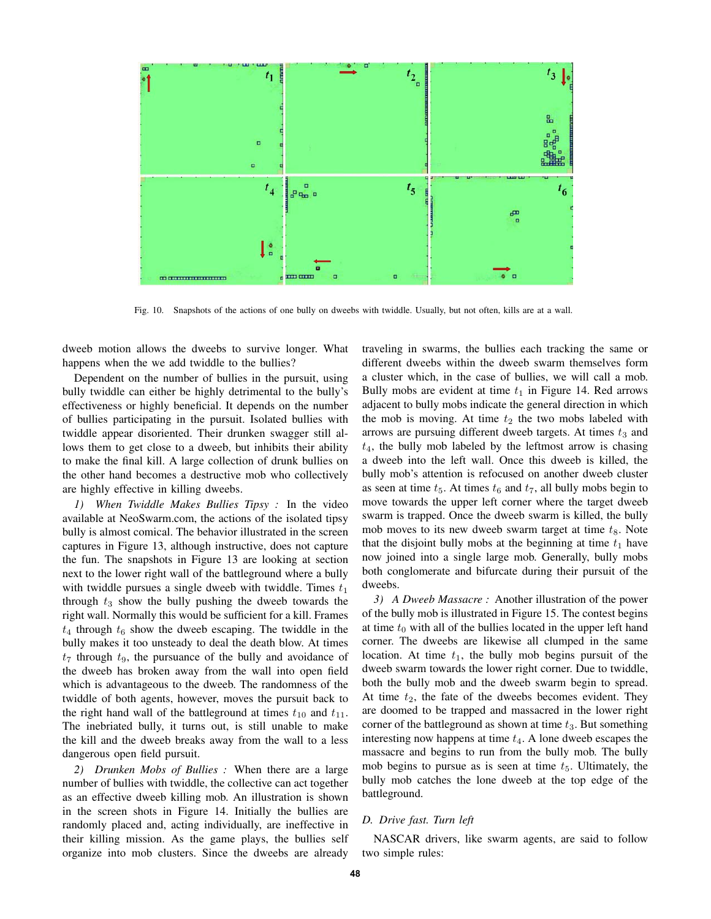Fig. 10. Snapshots of the actions of one bully on dweebs with twiddle. Usually, but not often, kills are at a wall.

dweeb motion allows the dweebs to survive longer. What happens when the we add twiddle to the bullies?

Dependent on the number of bullies in the pursuit, using bully twiddle can either be highly detrimental to the bully's effectiveness or highly beneficial. It depends on the number of bullies participating in the pursuit. Isolated bullies with twiddle appear disoriented. Their drunken swagger still allows them to get close to a dweeb, but inhibits their ability to make the final kill. A large collection of drunk bullies on the other hand becomes a destructive mob who collectively are highly effective in killing dweebs.

*1) When Twiddle Makes Bullies Tipsy :* In the video available at NeoSwarm.com, the actions of the isolated tipsy bully is almost comical. The behavior illustrated in the screen captures in Figure 13, although instructive, does not capture the fun. The snapshots in Figure 13 are looking at section next to the lower right wall of the battleground where a bully with twiddle pursues a single dweeb with twiddle. Times $t_1$ through $t_3$ show the bully pushing the dweeb towards the right wall. Normally this would be sufficient for a kill. Frames $t_4$ through $t_6$ show the dweeb escaping. The twiddle in the bully makes it too unsteady to deal the death blow. At times $t_7$ through $t_9$, the pursuance of the bully and avoidance of the dweeb has broken away from the wall into open field which is advantageous to the dweeb. The randomness of the twiddle of both agents, however, moves the pursuit back to the right hand wall of the battleground at times $t_{10}$ and $t_{11}$. The inebriated bully, it turns out, is still unable to make the kill and the dweeb breaks away from the wall to a less dangerous open field pursuit.

*2) Drunken Mobs of Bullies :* When there are a large number of bullies with twiddle, the collective can act together as an effective dweeb killing mob. An illustration is shown in the screen shots in Figure 14. Initially the bullies are randomly placed and, acting individually, are ineffective in their killing mission. As the game plays, the bullies self organize into mob clusters. Since the dweebs are already traveling in swarms, the bullies each tracking the same or different dweebs within the dweeb swarm themselves form a cluster which, in the case of bullies, we will call a mob. Bully mobs are evident at time $t_1$ in Figure 14. Red arrows adjacent to bully mobs indicate the general direction in which the mob is moving. At time $t_2$ the two mobs labeled with arrows are pursuing different dweeb targets. At times $t_3$ and $t_4$, the bully mob labeled by the leftmost arrow is chasing a dweeb into the left wall. Once this dweeb is killed, the bully mob's attention is refocused on another dweeb cluster as seen at time $t_5$. At times $t_6$ and $t_7$, all bully mobs begin to move towards the upper left corner where the target dweeb swarm is trapped. Once the dweeb swarm is killed, the bully mob moves to its new dweeb swarm target at time $t_8$. Note that the disjoint bully mobs at the beginning at time $t_1$ have now joined into a single large mob. Generally, bully mobs both conglomerate and bifurcate during their pursuit of the dweebs.

*3) A Dweeb Massacre :* Another illustration of the power of the bully mob is illustrated in Figure 15. The contest begins at time $t_0$ with all of the bullies located in the upper left hand corner. The dweebs are likewise all clumped in the same location. At time $t_1$, the bully mob begins pursuit of the dweeb swarm towards the lower right corner. Due to twiddle, both the bully mob and the dweeb swarm begin to spread. At time $t_2$, the fate of the dweebs becomes evident. They are doomed to be trapped and massacred in the lower right corner of the battleground as shown at time $t_3$. But something interesting now happens at time $t_4$. A lone dweeb escapes the massacre and begins to run from the bully mob. The bully mob begins to pursue as is seen at time $t_5$. Ultimately, the bully mob catches the lone dweeb at the top edge of the battleground.

### *D. Drive fast. Turn left*

NASCAR drivers, like swarm agents, are said to follow two simple rules: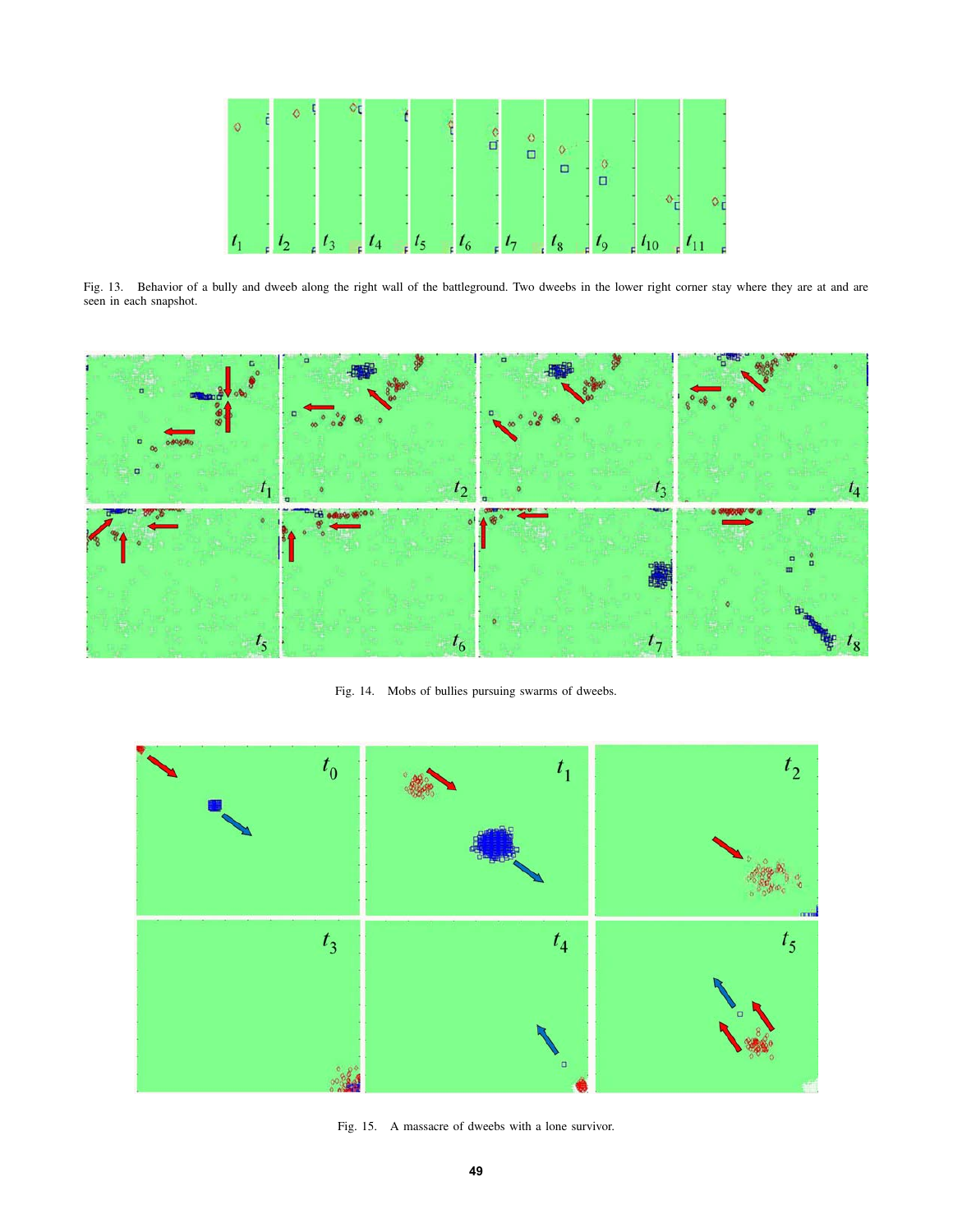Fig. 13. Behavior of a bully and dweeb along the right wall of the battleground. Two dweebs in the lower right corner stay where they are at and are seen in each snapshot.

Fig. 14. Mobs of bullies pursuing swarms of dweebs.

Fig. 15. A massacre of dweebs with a lone survivor.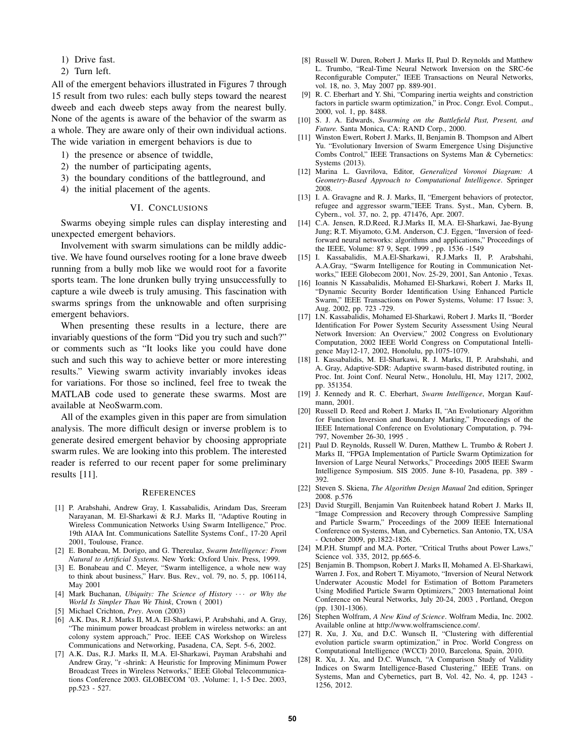1) Drive fast.
2) Turn left.

All of the emergent behaviors illustrated in Figures 7 through 15 result from two rules: each bully steps toward the nearest dweeb and each dweeb steps away from the nearest bully. None of the agents is aware of the behavior of the swarm as a whole. They are aware only of their own individual actions. The wide variation in emergent behaviors is due to

1) the presence or absence of twiddle,
2) the number of participating agents,
3) the boundary conditions of the battleground, and
4) the initial placement of the agents.

## VI. Conclusions

Swarms obeying simple rules can display interesting and unexpected emergent behaviors.

Involvement with swarm simulations can be mildly addictive. We have found ourselves rooting for a lone brave dweeb running from a bully mob like we would root for a favorite sports team. The lone drunken bully trying unsuccessfully to capture a wile dweeb is truly amusing. This fascination with swarms springs from the unknowable and often surprising emergent behaviors.

When presenting these results in a lecture, there are invariably questions of the form "Did you try such and such?" or comments such as "It looks like you could have done such and such this way to achieve better or more interesting results." Viewing swarm activity invariably invokes ideas for variations. For those so inclined, feel free to tweak the MATLAB code used to generate these swarms. Most are available at NeoSwarm.com.

All of the examples given in this paper are from simulation analysis. The more difficult design or inverse problem is to generate desired emergent behavior by choosing appropriate swarm rules. We are looking into this problem. The interested reader is referred to our recent paper for some preliminary results [11].

## References

[1] P. Arabshahi, Andrew Gray, I. Kassabalidis, Arindam Das, Sreeram Narayanan, M. El-Sharkawi & R.J. Marks II, "Adaptive Routing in Wireless Communication Networks Using Swarm Intelligence," Proc. 19th AIAA Int. Communications Satellite Systems Conf., 17-20 April 2001, Toulouse, France.

[2] E. Bonabeau, M. Dorigo, and G. Thereulaz, *Swarm Intelligence: From Natural to Artificial Systems.* New York: Oxford Univ. Press, 1999.

[3] E. Bonabeau and C. Meyer, "Swarm intelligence, a whole new way to think about business," Harv. Bus. Rev., vol. 79, no. 5, pp. 106114, May 2001

[4] Mark Buchanan, *Ubiquity: The Science of History $\cdots$ or Why the World Is Simpler Than We Think*, Crown ( 2001)

[5] Michael Crichton, *Prey*. Avon (2003)

[6] A.K. Das, R.J. Marks II, M.A. El-Sharkawi, P. Arabshahi, and A. Gray, "The minimum power broadcast problem in wireless networks: an ant colony system approach," Proc. IEEE CAS Workshop on Wireless Communications and Networking, Pasadena, CA, Sept. 5-6, 2002.

[7] A.K. Das, R.J. Marks II, M.A. El-Sharkawi, Payman Arabshahi and Andrew Gray, "r -shrink: A Heuristic for Improving Minimum Power Broadcast Trees in Wireless Networks," IEEE Global Telecommunications Conference 2003. GLOBECOM '03. ,Volume: 1, 1-5 Dec. 2003, pp.523 - 527.

[8] Russell W. Duren, Robert J. Marks II, Paul D. Reynolds and Matthew L. Trumbo, "Real-Time Neural Network Inversion on the SRC-6e Reconfigurable Computer," IEEE Transactions on Neural Networks, vol. 18, no. 3, May 2007 pp. 889-901.

[9] R. C. Eberhart and Y. Shi, "Comparing inertia weights and constriction factors in particle swarm optimization," in Proc. Congr. Evol. Comput., 2000, vol. 1, pp. 8488.

[10] S. J. A. Edwards, *Swarming on the Battlefield Past, Present, and Future.* Santa Monica, CA: RAND Corp., 2000.

[11] Winston Ewert, Robert J. Marks, II, Benjamin B. Thompson and Albert Yu. "Evolutionary Inversion of Swarm Emergence Using Disjunctive Combs Control," IEEE Transactions on Systems Man & Cybernetics: Systems (2013).

[12] Marina L. Gavrilova, Editor, *Generalized Voronoi Diagram: A Geometry-Based Approach to Computational Intelligence*. Springer 2008.

[13] I. A. Gravagne and R. J. Marks, II, "Emergent behaviors of protector, refugee and aggressor swarm,"IEEE Trans. Syst., Man, Cybern. B, Cybern., vol. 37, no. 2, pp. 471476, Apr. 2007.

[14] C.A. Jensen, R.D.Reed, R.J.Marks II, M.A. El-Sharkawi, Jae-Byung Jung; R.T. Miyamoto, G.M. Anderson, C.J. Eggen, "Inversion of feedforward neural networks: algorithms and applications," Proceedings of the IEEE, Volume: 87 9, Sept. 1999 , pp. 1536 -1549

[15] I. Kassabalidis, M.A.El-Sharkawi, R.J.Marks II, P. Arabshahi, A.A.Gray, "Swarm Intelligence for Routing in Communication Networks," IEEE Globecom 2001, Nov. 25-29, 2001, San Antonio , Texas.

[16] Ioannis N Kassabalidis, Mohamed El-Sharkawi, Robert J. Marks II, "Dynamic Security Border Identification Using Enhanced Particle Swarm," IEEE Transactions on Power Systems, Volume: 17 Issue: 3, Aug. 2002, pp. 723 -729.

[17] I.N. Kassabalidis, Mohamed El-Sharkawi, Robert J. Marks II, "Border Identification For Power System Security Assessment Using Neural Network Inversion: An Overview," 2002 Congress on Evolutionary Computation, 2002 IEEE World Congress on Computational Intelligence May12-17, 2002, Honolulu, pp.1075-1079.

[18] I. Kassabalidis, M. El-Sharkawi, R. J. Marks, II, P. Arabshahi, and A. Gray, Adaptive-SDR: Adaptive swarm-based distributed routing, in Proc. Int. Joint Conf. Neural Netw., Honolulu, HI, May 1217, 2002, pp. 351354.

[19] J. Kennedy and R. C. Eberhart, *Swarm Intelligence*, Morgan Kaufmann, 2001.

[20] Russell D. Reed and Robert J. Marks II, "An Evolutionary Algorithm for Function Inversion and Boundary Marking," Proceedings of the IEEE International Conference on Evolutionary Computation, p. 794-797, November 26-30, 1995 .

[21] Paul D. Reynolds, Russell W. Duren, Matthew L. Trumbo & Robert J. Marks II, "FPGA Implementation of Particle Swarm Optimization for Inversion of Large Neural Networks," Proceedings 2005 IEEE Swarm Intelligence Symposium. SIS 2005. June 8-10, Pasadena, pp. 389 - 392.

[22] Steven S. Skiena, *The Algorithm Design Manual* 2nd edition, Springer 2008. p.576

[23] David Sturgill, Benjamin Van Ruitenbeek hatand Robert J. Marks II, "Image Compression and Recovery through Compressive Sampling and Particle Swarm," Proceedings of the 2009 IEEE International Conference on Systems, Man, and Cybernetics. San Antonio, TX, USA - October 2009, pp.1822-1826.

[24] M.P.H. Stumpf and M.A. Porter, "Critical Truths about Power Laws," Science vol. 335, 2012, pp.665-6.

[25] Benjamin B. Thompson, Robert J. Marks II, Mohamed A. El-Sharkawi, Warren J. Fox, and Robert T. Miyamoto, "Inversion of Neural Network Underwater Acoustic Model for Estimation of Bottom Parameters Using Modified Particle Swarm Optimizers," 2003 International Joint Conference on Neural Networks, July 20-24, 2003 , Portland, Oregon (pp. 1301-1306).

[26] Stephen Wolfram, *A New Kind of Science*. Wolfram Media, Inc. 2002. Available online at http://www.wolframscience.com/.

[27] R. Xu, J. Xu, and D.C. Wunsch II, "Clustering with differential evolution particle swarm optimization," in Proc. World Congress on Computational Intelligence (WCCI) 2010, Barcelona, Spain, 2010.

[28] R. Xu, J. Xu, and D.C. Wunsch, "A Comparison Study of Validity Indices on Swarm Intelligence-Based Clustering," IEEE Trans. on Systems, Man and Cybernetics, part B, Vol. 42, No. 4, pp. 1243 - 1256, 2012.